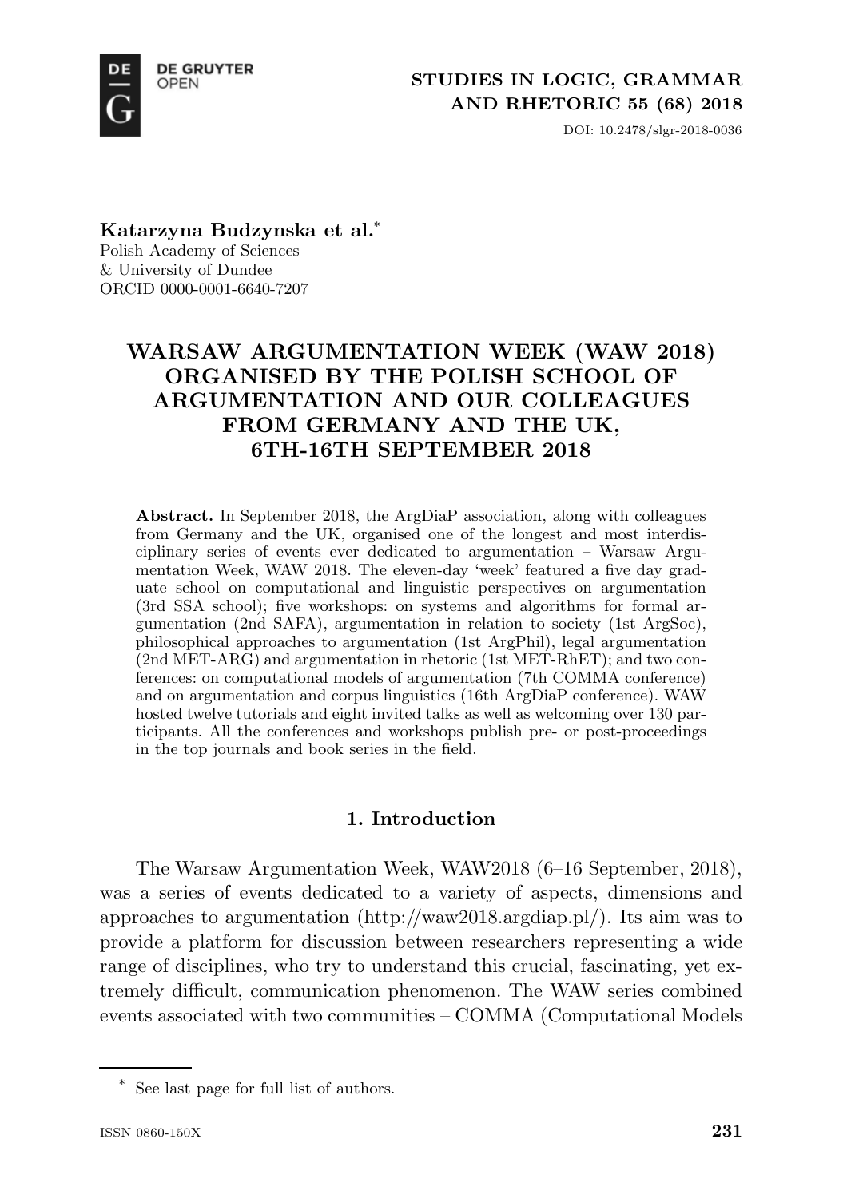**Katarzyna Budzynska et al.**[*]
Polish Academy of Sciences
& University of Dundee
ORCID 0000-0001-6640-7207

# WARSAW ARGUMENTATION WEEK (WAW 2018) ORGANISED BY THE POLISH SCHOOL OF ARGUMENTATION AND OUR COLLEAGUES FROM GERMANY AND THE UK, 6TH-16TH SEPTEMBER 2018

**Abstract.** In September 2018, the ArgDiaP association, along with colleagues from Germany and the UK, organised one of the longest and most interdisciplinary series of events ever dedicated to argumentation – Warsaw Argumentation Week, WAW 2018. The eleven-day 'week' featured a five day graduate school on computational and linguistic perspectives on argumentation (3rd SSA school); five workshops: on systems and algorithms for formal argumentation (2nd SAFA), argumentation in relation to society (1st ArgSoc), philosophical approaches to argumentation (1st ArgPhil), legal argumentation (2nd MET-ARG) and argumentation in rhetoric (1st MET-RhET); and two conferences: on computational models of argumentation (7th COMMA conference) and on argumentation and corpus linguistics (16th ArgDiaP conference). WAW hosted twelve tutorials and eight invited talks as well as welcoming over 130 participants. All the conferences and workshops publish pre- or post-proceedings in the top journals and book series in the field.

## 1. Introduction

The Warsaw Argumentation Week, WAW2018 (6–16 September, 2018), was a series of events dedicated to a variety of aspects, dimensions and approaches to argumentation (http://waw2018.argdiap.pl/). Its aim was to provide a platform for discussion between researchers representing a wide range of disciplines, who try to understand this crucial, fascinating, yet extremely difficult, communication phenomenon. The WAW series combined events associated with two communities – COMMA (Computational Models

[*] See last page for full list of authors.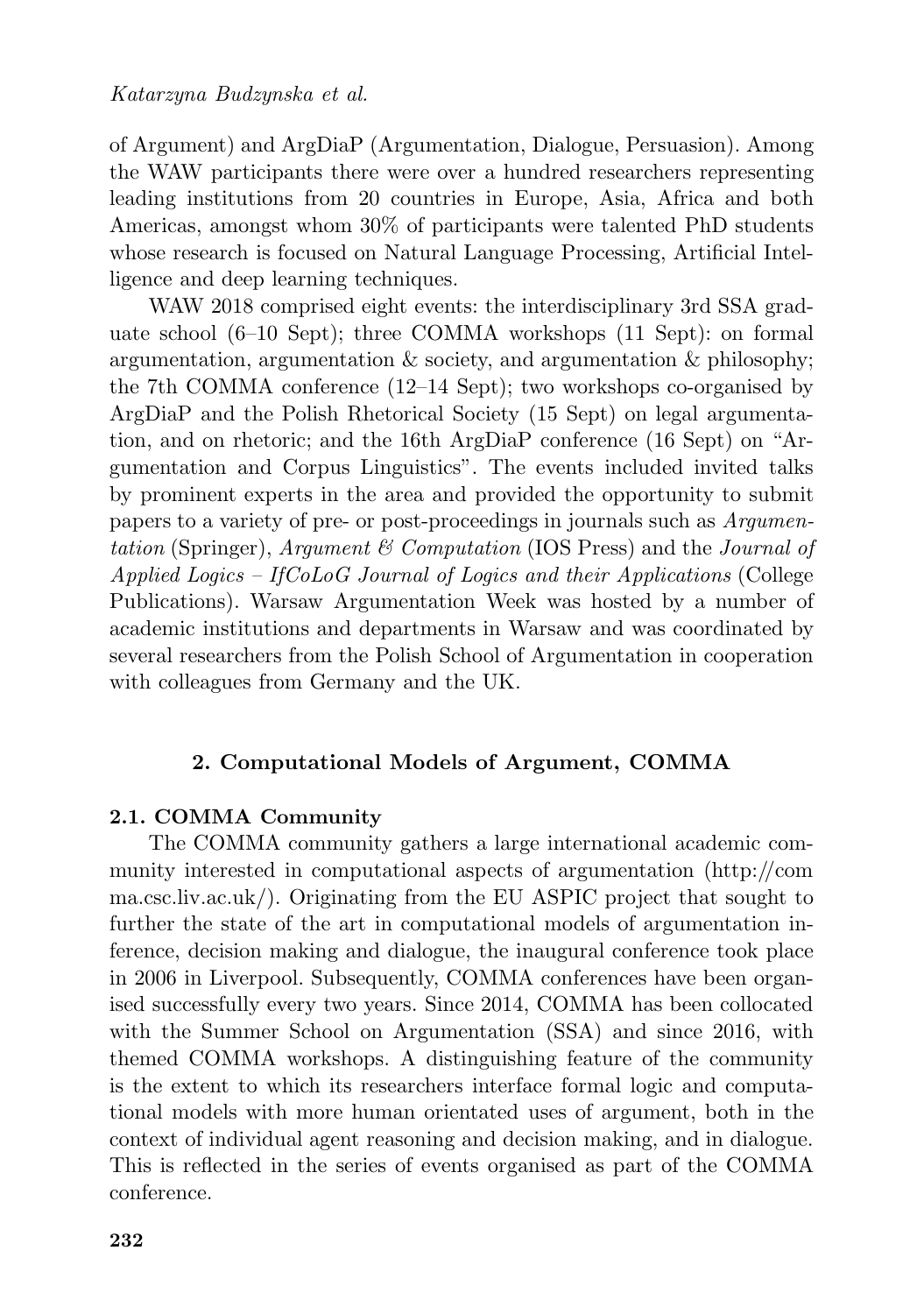of Argument) and ArgDiaP (Argumentation, Dialogue, Persuasion). Among the WAW participants there were over a hundred researchers representing leading institutions from 20 countries in Europe, Asia, Africa and both Americas, amongst whom 30% of participants were talented PhD students whose research is focused on Natural Language Processing, Artificial Intelligence and deep learning techniques.

WAW 2018 comprised eight events: the interdisciplinary 3rd SSA graduate school (6–10 Sept); three COMMA workshops (11 Sept): on formal argumentation, argumentation & society, and argumentation & philosophy; the 7th COMMA conference (12–14 Sept); two workshops co-organised by ArgDiaP and the Polish Rhetorical Society (15 Sept) on legal argumentation, and on rhetoric; and the 16th ArgDiaP conference (16 Sept) on "Argumentation and Corpus Linguistics". The events included invited talks by prominent experts in the area and provided the opportunity to submit papers to a variety of pre- or post-proceedings in journals such as *Argumentation* (Springer), *Argument & Computation* (IOS Press) and the *Journal of Applied Logics – IfCoLoG Journal of Logics and their Applications* (College Publications). Warsaw Argumentation Week was hosted by a number of academic institutions and departments in Warsaw and was coordinated by several researchers from the Polish School of Argumentation in cooperation with colleagues from Germany and the UK.

## 2. Computational Models of Argument, COMMA

### 2.1. COMMA Community

The COMMA community gathers a large international academic community interested in computational aspects of argumentation (http://comma.csc.liv.ac.uk/). Originating from the EU ASPIC project that sought to further the state of the art in computational models of argumentation inference, decision making and dialogue, the inaugural conference took place in 2006 in Liverpool. Subsequently, COMMA conferences have been organised successfully every two years. Since 2014, COMMA has been collocated with the Summer School on Argumentation (SSA) and since 2016, with themed COMMA workshops. A distinguishing feature of the community is the extent to which its researchers interface formal logic and computational models with more human orientated uses of argument, both in the context of individual agent reasoning and decision making, and in dialogue. This is reflected in the series of events organised as part of the COMMA conference.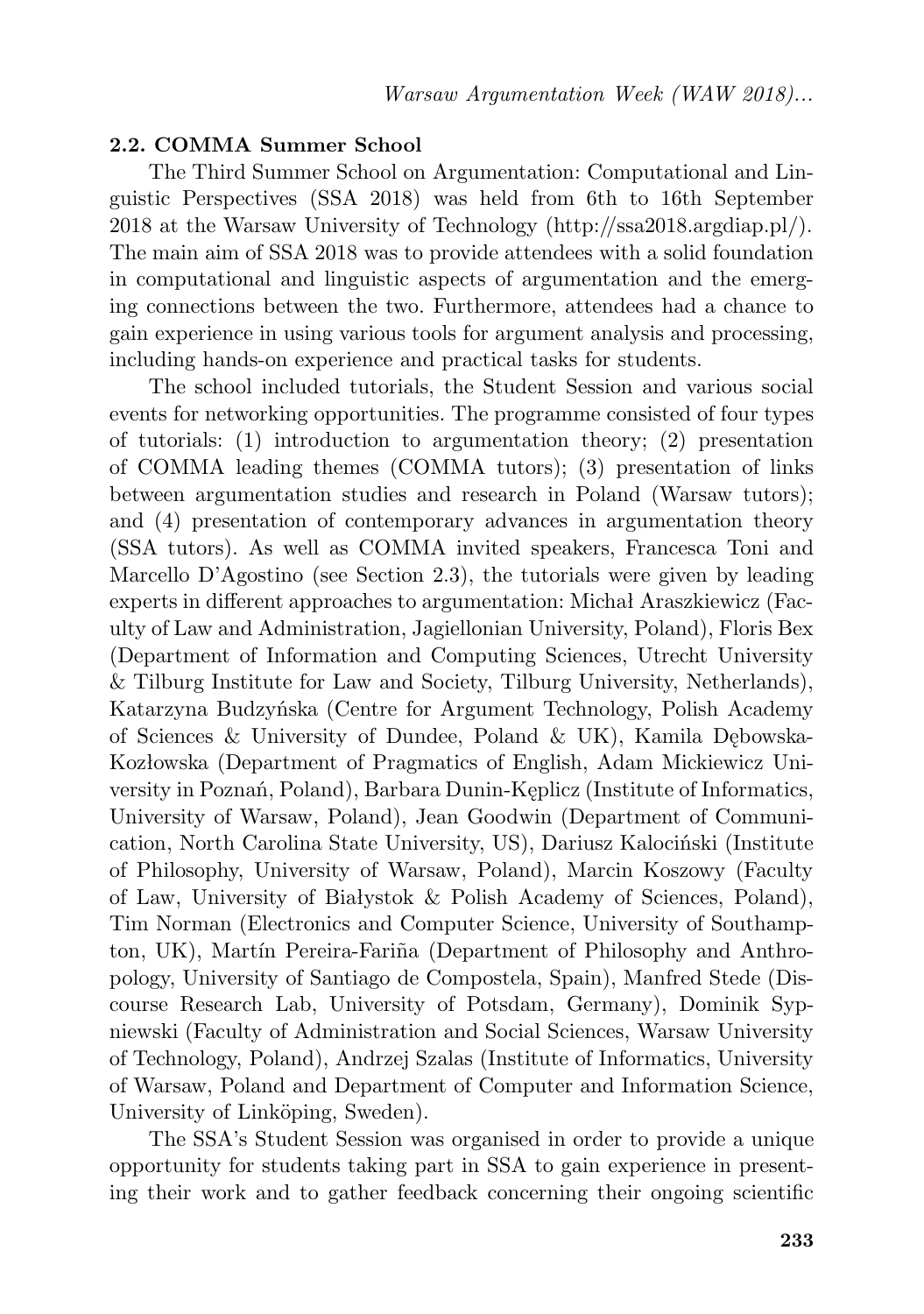### 2.2. COMMA Summer School

The Third Summer School on Argumentation: Computational and Linguistic Perspectives (SSA 2018) was held from 6th to 16th September 2018 at the Warsaw University of Technology (http://ssa2018.argdiap.pl/). The main aim of SSA 2018 was to provide attendees with a solid foundation in computational and linguistic aspects of argumentation and the emerging connections between the two. Furthermore, attendees had a chance to gain experience in using various tools for argument analysis and processing, including hands-on experience and practical tasks for students.

The school included tutorials, the Student Session and various social events for networking opportunities. The programme consisted of four types of tutorials: (1) introduction to argumentation theory; (2) presentation of COMMA leading themes (COMMA tutors); (3) presentation of links between argumentation studies and research in Poland (Warsaw tutors); and (4) presentation of contemporary advances in argumentation theory (SSA tutors). As well as COMMA invited speakers, Francesca Toni and Marcello D'Agostino (see Section 2.3), the tutorials were given by leading experts in different approaches to argumentation: Michał Araszkiewicz (Faculty of Law and Administration, Jagiellonian University, Poland), Floris Bex (Department of Information and Computing Sciences, Utrecht University & Tilburg Institute for Law and Society, Tilburg University, Netherlands), Katarzyna Budzyńska (Centre for Argument Technology, Polish Academy of Sciences & University of Dundee, Poland & UK), Kamila Dębowska-Kozłowska (Department of Pragmatics of English, Adam Mickiewicz University in Poznań, Poland), Barbara Dunin-Kęplicz (Institute of Informatics, University of Warsaw, Poland), Jean Goodwin (Department of Communication, North Carolina State University, US), Dariusz Kalociński (Institute of Philosophy, University of Warsaw, Poland), Marcin Koszowy (Faculty of Law, University of Białystok & Polish Academy of Sciences, Poland), Tim Norman (Electronics and Computer Science, University of Southampton, UK), Martín Pereira-Fariña (Department of Philosophy and Anthropology, University of Santiago de Compostela, Spain), Manfred Stede (Discourse Research Lab, University of Potsdam, Germany), Dominik Sypniewski (Faculty of Administration and Social Sciences, Warsaw University of Technology, Poland), Andrzej Szalas (Institute of Informatics, University of Warsaw, Poland and Department of Computer and Information Science, University of Linköping, Sweden).

The SSA's Student Session was organised in order to provide a unique opportunity for students taking part in SSA to gain experience in presenting their work and to gather feedback concerning their ongoing scientific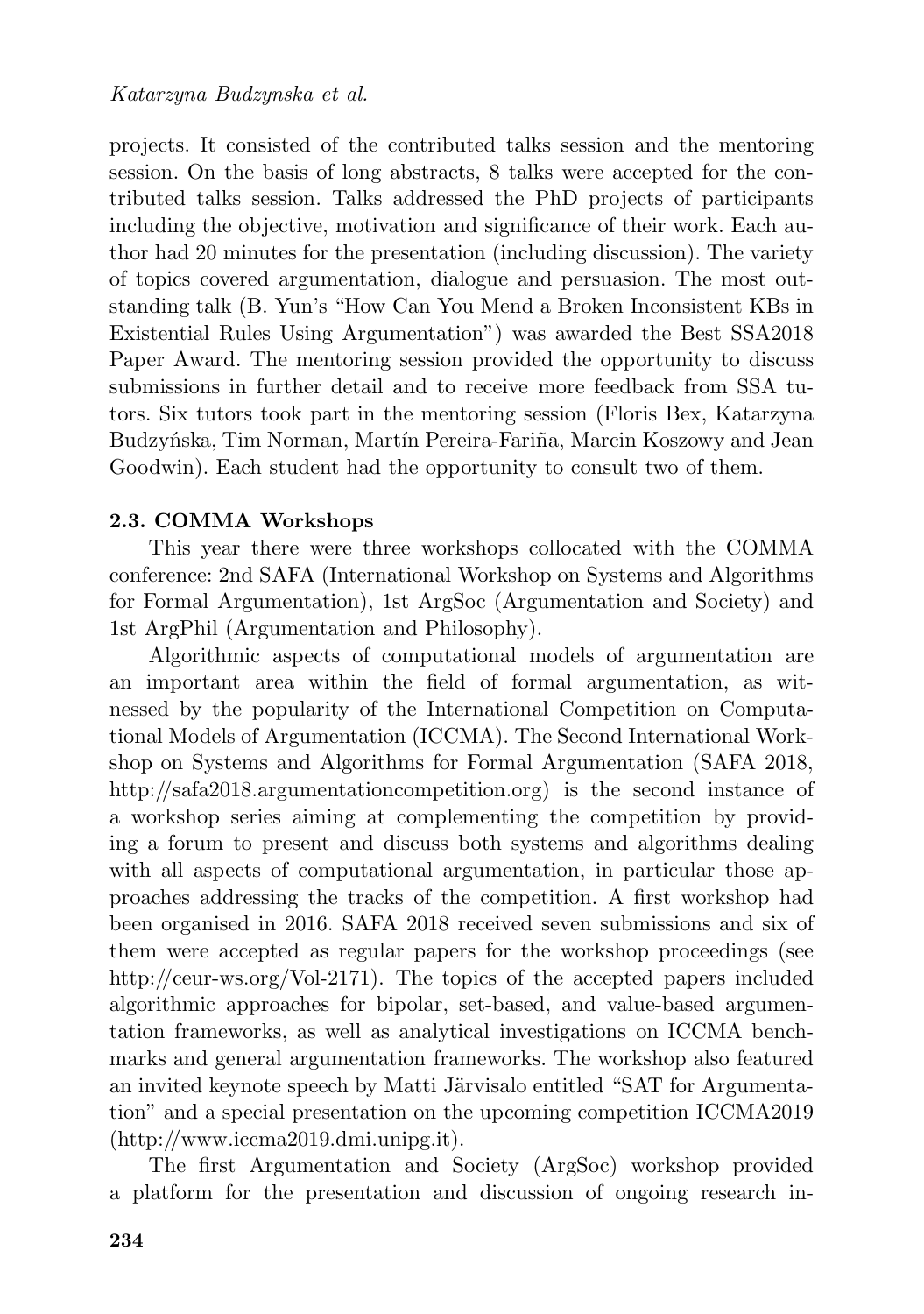projects. It consisted of the contributed talks session and the mentoring session. On the basis of long abstracts, 8 talks were accepted for the contributed talks session. Talks addressed the PhD projects of participants including the objective, motivation and significance of their work. Each author had 20 minutes for the presentation (including discussion). The variety of topics covered argumentation, dialogue and persuasion. The most outstanding talk (B. Yun's "How Can You Mend a Broken Inconsistent KBs in Existential Rules Using Argumentation") was awarded the Best SSA2018 Paper Award. The mentoring session provided the opportunity to discuss submissions in further detail and to receive more feedback from SSA tutors. Six tutors took part in the mentoring session (Floris Bex, Katarzyna Budzyńska, Tim Norman, Martín Pereira-Fariña, Marcin Koszowy and Jean Goodwin). Each student had the opportunity to consult two of them.

### 2.3. COMMA Workshops

This year there were three workshops collocated with the COMMA conference: 2nd SAFA (International Workshop on Systems and Algorithms for Formal Argumentation), 1st ArgSoc (Argumentation and Society) and 1st ArgPhil (Argumentation and Philosophy).

Algorithmic aspects of computational models of argumentation are an important area within the field of formal argumentation, as witnessed by the popularity of the International Competition on Computational Models of Argumentation (ICCMA). The Second International Workshop on Systems and Algorithms for Formal Argumentation (SAFA 2018, http://safa2018.argumentationcompetition.org) is the second instance of a workshop series aiming at complementing the competition by providing a forum to present and discuss both systems and algorithms dealing with all aspects of computational argumentation, in particular those approaches addressing the tracks of the competition. A first workshop had been organised in 2016. SAFA 2018 received seven submissions and six of them were accepted as regular papers for the workshop proceedings (see http://ceur-ws.org/Vol-2171). The topics of the accepted papers included algorithmic approaches for bipolar, set-based, and value-based argumentation frameworks, as well as analytical investigations on ICCMA benchmarks and general argumentation frameworks. The workshop also featured an invited keynote speech by Matti Järvisalo entitled "SAT for Argumentation" and a special presentation on the upcoming competition ICCMA2019 (http://www.iccma2019.dmi.unipg.it).

The first Argumentation and Society (ArgSoc) workshop provided a platform for the presentation and discussion of ongoing research in-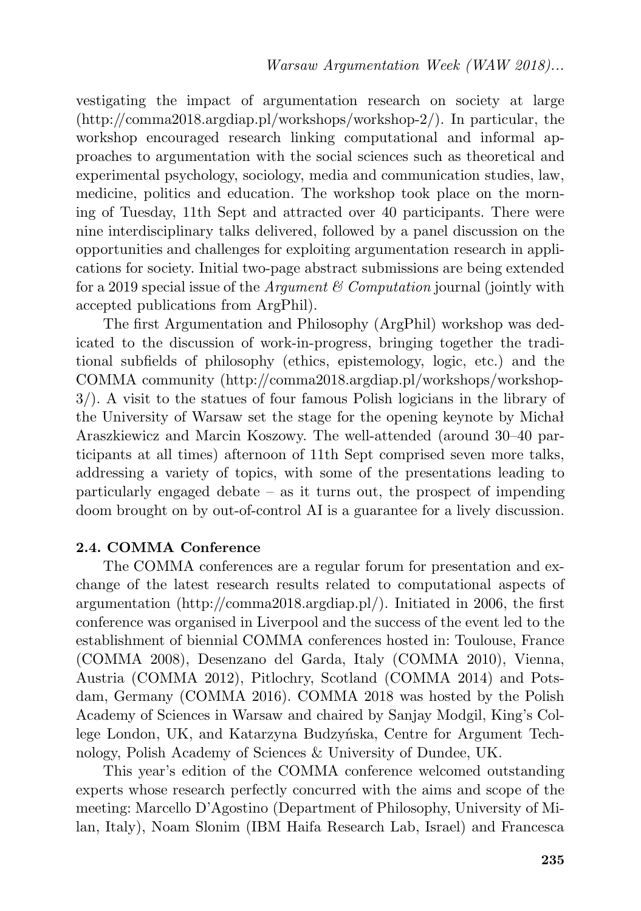vestigating the impact of argumentation research on society at large (http://comma2018.argdiap.pl/workshops/workshop-2/). In particular, the workshop encouraged research linking computational and informal approaches to argumentation with the social sciences such as theoretical and experimental psychology, sociology, media and communication studies, law, medicine, politics and education. The workshop took place on the morning of Tuesday, 11th Sept and attracted over 40 participants. There were nine interdisciplinary talks delivered, followed by a panel discussion on the opportunities and challenges for exploiting argumentation research in applications for society. Initial two-page abstract submissions are being extended for a 2019 special issue of the *Argument & Computation* journal (jointly with accepted publications from ArgPhil).

The first Argumentation and Philosophy (ArgPhil) workshop was dedicated to the discussion of work-in-progress, bringing together the traditional subfields of philosophy (ethics, epistemology, logic, etc.) and the COMMA community (http://comma2018.argdiap.pl/workshops/workshop-3/). A visit to the statues of four famous Polish logicians in the library of the University of Warsaw set the stage for the opening keynote by Michał Araszkiewicz and Marcin Koszowy. The well-attended (around 30–40 participants at all times) afternoon of 11th Sept comprised seven more talks, addressing a variety of topics, with some of the presentations leading to particularly engaged debate – as it turns out, the prospect of impending doom brought on by out-of-control AI is a guarantee for a lively discussion.

### 2.4. COMMA Conference

The COMMA conferences are a regular forum for presentation and exchange of the latest research results related to computational aspects of argumentation (http://comma2018.argdiap.pl/). Initiated in 2006, the first conference was organised in Liverpool and the success of the event led to the establishment of biennial COMMA conferences hosted in: Toulouse, France (COMMA 2008), Desenzano del Garda, Italy (COMMA 2010), Vienna, Austria (COMMA 2012), Pitlochry, Scotland (COMMA 2014) and Potsdam, Germany (COMMA 2016). COMMA 2018 was hosted by the Polish Academy of Sciences in Warsaw and chaired by Sanjay Modgil, King's College London, UK, and Katarzyna Budzyńska, Centre for Argument Technology, Polish Academy of Sciences & University of Dundee, UK.

This year's edition of the COMMA conference welcomed outstanding experts whose research perfectly concurred with the aims and scope of the meeting: Marcello D'Agostino (Department of Philosophy, University of Milan, Italy), Noam Slonim (IBM Haifa Research Lab, Israel) and Francesca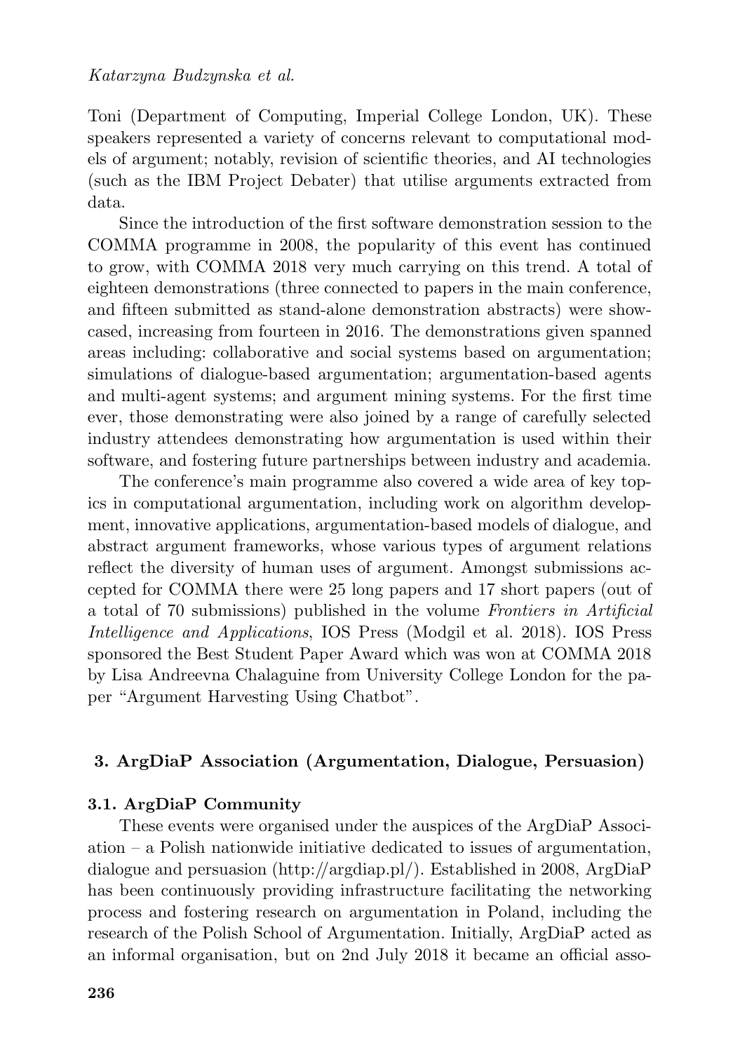Toni (Department of Computing, Imperial College London, UK). These speakers represented a variety of concerns relevant to computational models of argument; notably, revision of scientific theories, and AI technologies (such as the IBM Project Debater) that utilise arguments extracted from data.

Since the introduction of the first software demonstration session to the COMMA programme in 2008, the popularity of this event has continued to grow, with COMMA 2018 very much carrying on this trend. A total of eighteen demonstrations (three connected to papers in the main conference, and fifteen submitted as stand-alone demonstration abstracts) were showcased, increasing from fourteen in 2016. The demonstrations given spanned areas including: collaborative and social systems based on argumentation; simulations of dialogue-based argumentation; argumentation-based agents and multi-agent systems; and argument mining systems. For the first time ever, those demonstrating were also joined by a range of carefully selected industry attendees demonstrating how argumentation is used within their software, and fostering future partnerships between industry and academia.

The conference's main programme also covered a wide area of key topics in computational argumentation, including work on algorithm development, innovative applications, argumentation-based models of dialogue, and abstract argument frameworks, whose various types of argument relations reflect the diversity of human uses of argument. Amongst submissions accepted for COMMA there were 25 long papers and 17 short papers (out of a total of 70 submissions) published in the volume *Frontiers in Artificial Intelligence and Applications*, IOS Press (Modgil et al. 2018). IOS Press sponsored the Best Student Paper Award which was won at COMMA 2018 by Lisa Andreevna Chalaguine from University College London for the paper "Argument Harvesting Using Chatbot".

## 3. ArgDiaP Association (Argumentation, Dialogue, Persuasion)

### 3.1. ArgDiaP Community

These events were organised under the auspices of the ArgDiaP Association – a Polish nationwide initiative dedicated to issues of argumentation, dialogue and persuasion (http://argdiap.pl/). Established in 2008, ArgDiaP has been continuously providing infrastructure facilitating the networking process and fostering research on argumentation in Poland, including the research of the Polish School of Argumentation. Initially, ArgDiaP acted as an informal organisation, but on 2nd July 2018 it became an official asso-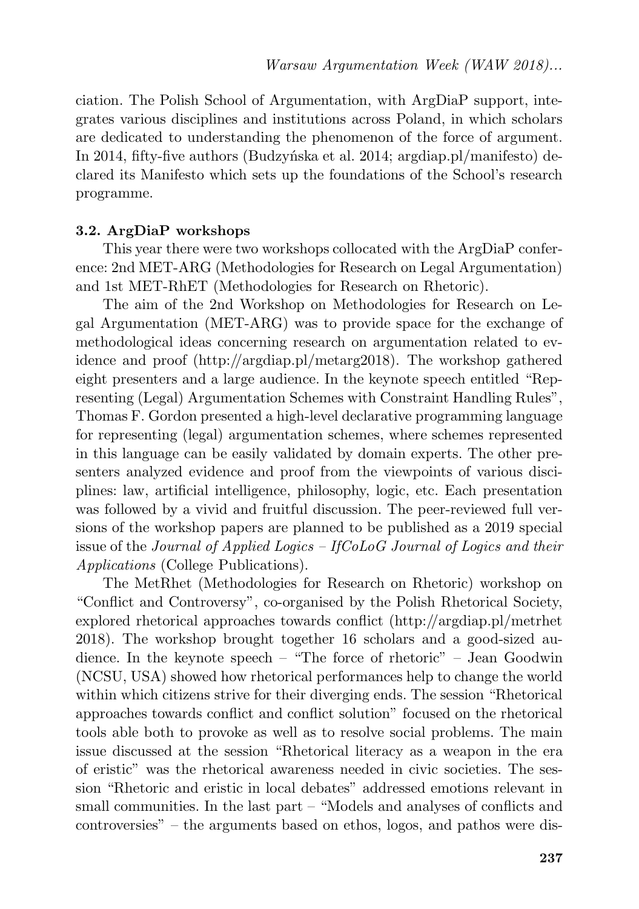ciation. The Polish School of Argumentation, with ArgDiaP support, integrates various disciplines and institutions across Poland, in which scholars are dedicated to understanding the phenomenon of the force of argument. In 2014, fifty-five authors (Budzyńska et al. 2014; argdiap.pl/manifesto) declared its Manifesto which sets up the foundations of the School's research programme.

### 3.2. ArgDiaP workshops

This year there were two workshops collocated with the ArgDiaP conference: 2nd MET-ARG (Methodologies for Research on Legal Argumentation) and 1st MET-RhET (Methodologies for Research on Rhetoric).

The aim of the 2nd Workshop on Methodologies for Research on Legal Argumentation (MET-ARG) was to provide space for the exchange of methodological ideas concerning research on argumentation related to evidence and proof (http://argdiap.pl/metarg2018). The workshop gathered eight presenters and a large audience. In the keynote speech entitled "Representing (Legal) Argumentation Schemes with Constraint Handling Rules", Thomas F. Gordon presented a high-level declarative programming language for representing (legal) argumentation schemes, where schemes represented in this language can be easily validated by domain experts. The other presenters analyzed evidence and proof from the viewpoints of various disciplines: law, artificial intelligence, philosophy, logic, etc. Each presentation was followed by a vivid and fruitful discussion. The peer-reviewed full versions of the workshop papers are planned to be published as a 2019 special issue of the *Journal of Applied Logics – IfCoLoG Journal of Logics and their Applications* (College Publications).

The MetRhet (Methodologies for Research on Rhetoric) workshop on "Conflict and Controversy", co-organised by the Polish Rhetorical Society, explored rhetorical approaches towards conflict (http://argdiap.pl/metrhet 2018). The workshop brought together 16 scholars and a good-sized audience. In the keynote speech – "The force of rhetoric" – Jean Goodwin (NCSU, USA) showed how rhetorical performances help to change the world within which citizens strive for their diverging ends. The session "Rhetorical approaches towards conflict and conflict solution" focused on the rhetorical tools able both to provoke as well as to resolve social problems. The main issue discussed at the session "Rhetorical literacy as a weapon in the era of eristic" was the rhetorical awareness needed in civic societies. The session "Rhetoric and eristic in local debates" addressed emotions relevant in small communities. In the last part – "Models and analyses of conflicts and controversies" – the arguments based on ethos, logos, and pathos were dis-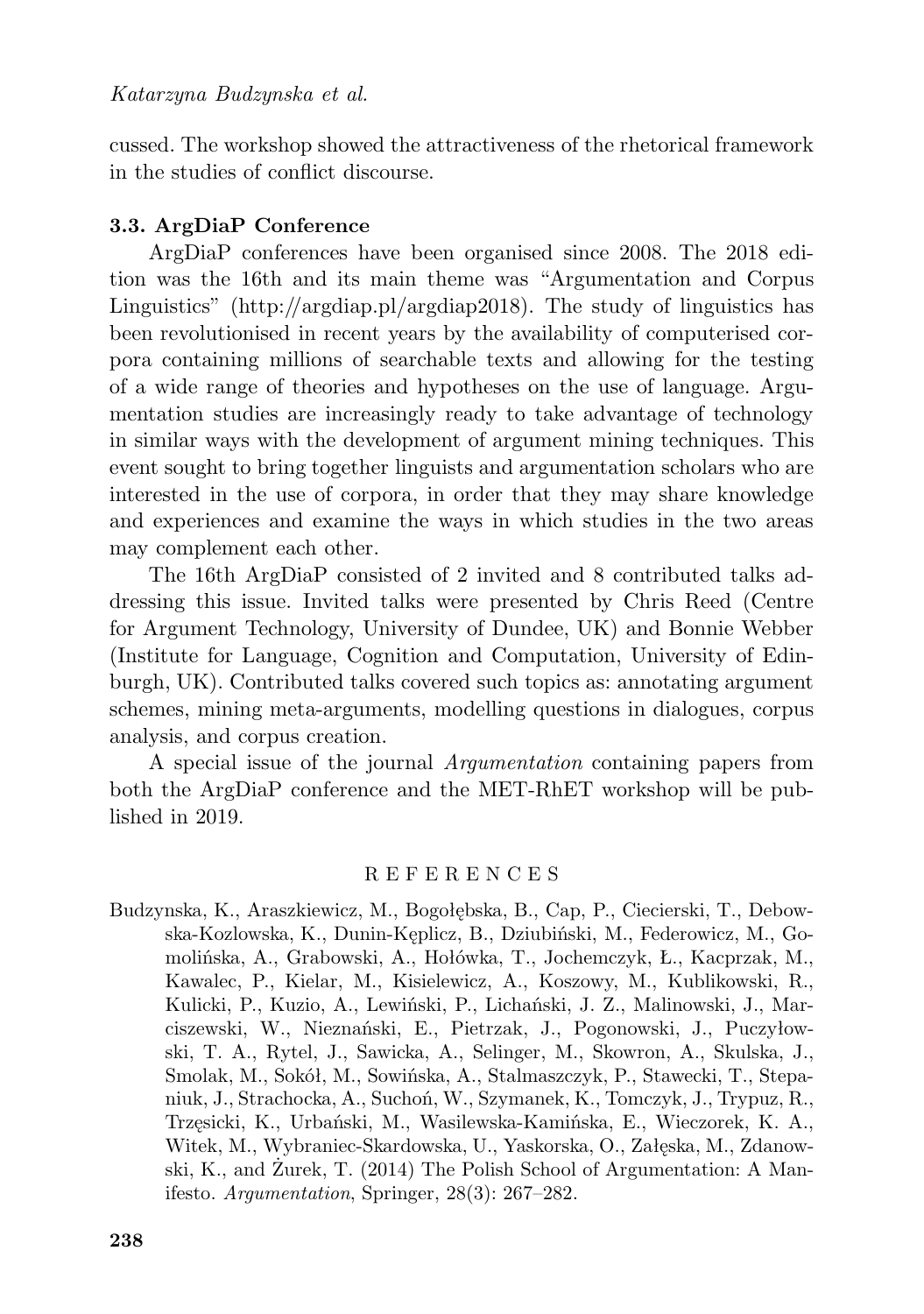cussed. The workshop showed the attractiveness of the rhetorical framework in the studies of conflict discourse.

### 3.3. ArgDiaP Conference

ArgDiaP conferences have been organised since 2008. The 2018 edition was the 16th and its main theme was "Argumentation and Corpus Linguistics" (http://argdiap.pl/argdiap2018). The study of linguistics has been revolutionised in recent years by the availability of computerised corpora containing millions of searchable texts and allowing for the testing of a wide range of theories and hypotheses on the use of language. Argumentation studies are increasingly ready to take advantage of technology in similar ways with the development of argument mining techniques. This event sought to bring together linguists and argumentation scholars who are interested in the use of corpora, in order that they may share knowledge and experiences and examine the ways in which studies in the two areas may complement each other.

The 16th ArgDiaP consisted of 2 invited and 8 contributed talks addressing this issue. Invited talks were presented by Chris Reed (Centre for Argument Technology, University of Dundee, UK) and Bonnie Webber (Institute for Language, Cognition and Computation, University of Edinburgh, UK). Contributed talks covered such topics as: annotating argument schemes, mining meta-arguments, modelling questions in dialogues, corpus analysis, and corpus creation.

A special issue of the journal *Argumentation* containing papers from both the ArgDiaP conference and the MET-RhET workshop will be published in 2019.

## REFERENCES

Budzynska, K., Araszkiewicz, M., Bogołębska, B., Cap, P., Ciecierski, T., Debowska-Kozlowska, K., Dunin-Kęplicz, B., Dziubiński, M., Federowicz, M., Gomolińska, A., Grabowski, A., Hołówka, T., Jochemczyk, Ł., Kacprzak, M., Kawalec, P., Kielar, M., Kisielewicz, A., Koszowy, M., Kublikowski, R., Kulicki, P., Kuzio, A., Lewiński, P., Lichański, J. Z., Malinowski, J., Marciszewski, W., Nieznański, E., Pietrzak, J., Pogonowski, J., Puczyłowski, T. A., Rytel, J., Sawicka, A., Selinger, M., Skowron, A., Skulska, J., Smolak, M., Sokół, M., Sowińska, A., Stalmaszczyk, P., Stawecki, T., Stepaniuk, J., Strachocka, A., Suchoń, W., Szymanek, K., Tomczyk, J., Trypuz, R., Trzęsicki, K., Urbański, M., Wasilewska-Kamińska, E., Wieczorek, K. A., Witek, M., Wybraniec-Skardowska, U., Yaskorska, O., Załęska, M., Zdanowski, K., and Żurek, T. (2014) The Polish School of Argumentation: A Manifesto. *Argumentation*, Springer, 28(3): 267–282.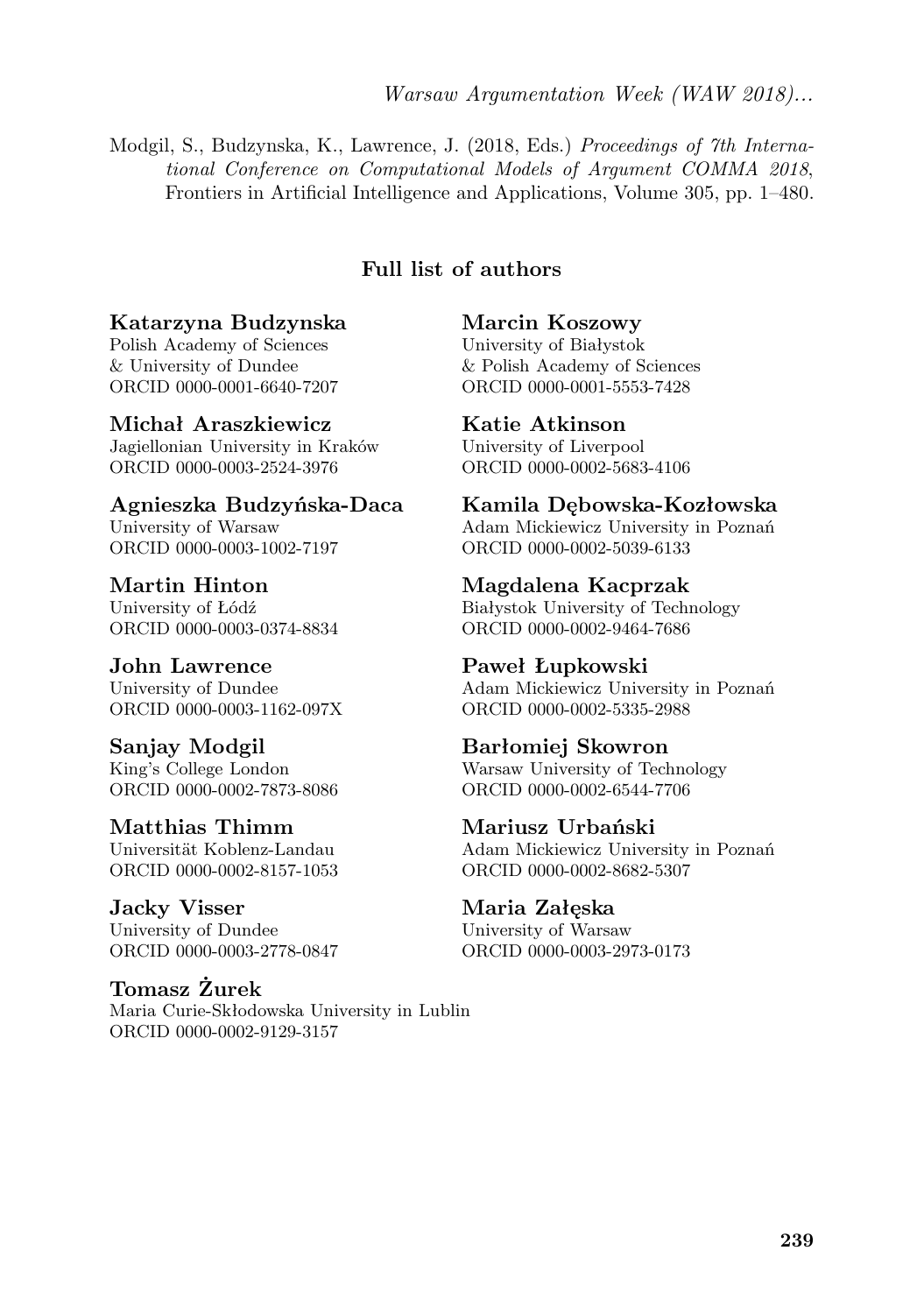Modgil, S., Budzynska, K., Lawrence, J. (2018, Eds.) *Proceedings of 7th International Conference on Computational Models of Argument COMMA 2018*, Frontiers in Artificial Intelligence and Applications, Volume 305, pp. 1–480.

## Full list of authors

**Katarzyna Budzynska**
Polish Academy of Sciences
& University of Dundee
ORCID 0000-0001-6640-7207

**Marcin Koszowy**
University of Białystok
& Polish Academy of Sciences
ORCID 0000-0001-5553-7428

**Michał Araszkiewicz**
Jagiellonian University in Kraków
ORCID 0000-0003-2524-3976

**Katie Atkinson**
University of Liverpool
ORCID 0000-0002-5683-4106

**Agnieszka Budzyńska-Daca**
University of Warsaw
ORCID 0000-0003-1002-7197

**Kamila Dębowska-Kozłowska**
Adam Mickiewicz University in Poznań
ORCID 0000-0002-5039-6133

**Martin Hinton**
University of Łódź
ORCID 0000-0003-0374-8834

**Magdalena Kacprzak**
Białystok University of Technology
ORCID 0000-0002-9464-7686

**John Lawrence**
University of Dundee
ORCID 0000-0003-1162-097X

**Paweł Łupkowski**
Adam Mickiewicz University in Poznań
ORCID 0000-0002-5335-2988

**Sanjay Modgil**
King's College London
ORCID 0000-0002-7873-8086

**Barłomiej Skowron**
Warsaw University of Technology
ORCID 0000-0002-6544-7706

**Matthias Thimm**
Universität Koblenz-Landau
ORCID 0000-0002-8157-1053

**Mariusz Urbański**
Adam Mickiewicz University in Poznań
ORCID 0000-0002-8682-5307

**Jacky Visser**
University of Dundee
ORCID 0000-0003-2778-0847

**Maria Załęska**
University of Warsaw
ORCID 0000-0003-2973-0173

**Tomasz Żurek**
Maria Curie-Skłodowska University in Lublin
ORCID 0000-0002-9129-3157